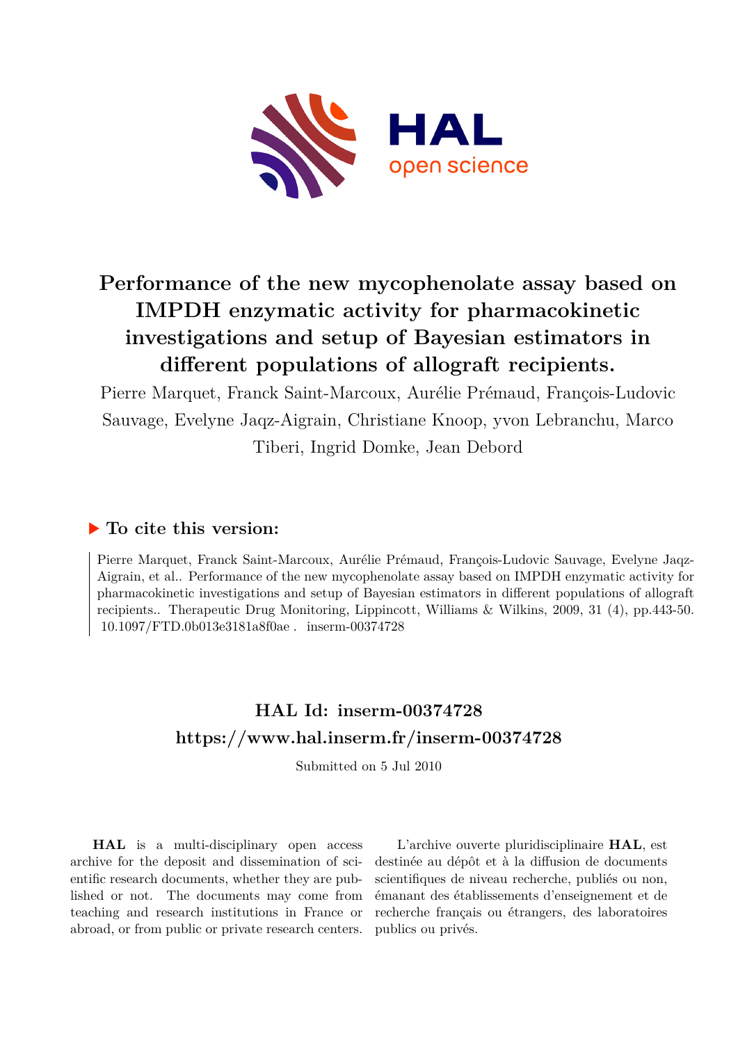# Performance of the new mycophenolate assay based on IMPDH enzymatic activity for pharmacokinetic investigations and setup of Bayesian estimators in different populations of allograft recipients.

Pierre Marquet, Franck Saint-Marcoux, Aurélie Prémaud, François-Ludovic Sauvage, Evelyne Jaqz-Aigrain, Christiane Knoop, yvon Lebranchu, Marco Tiberi, Ingrid Domke, Jean Debord

## ▶ To cite this version:

Pierre Marquet, Franck Saint-Marcoux, Aurélie Prémaud, François-Ludovic Sauvage, Evelyne Jaqz-Aigrain, et al.. Performance of the new mycophenolate assay based on IMPDH enzymatic activity for pharmacokinetic investigations and setup of Bayesian estimators in different populations of allograft recipients.. Therapeutic Drug Monitoring, Lippincott, Williams & Wilkins, 2009, 31 (4), pp.443-50. 10.1097/FTD.0b013e3181a8f0ae . inserm-00374728

## HAL Id: inserm-00374728
## https://www.hal.inserm.fr/inserm-00374728

Submitted on 5 Jul 2010

**HAL** is a multi-disciplinary open access archive for the deposit and dissemination of scientific research documents, whether they are published or not. The documents may come from teaching and research institutions in France or abroad, or from public or private research centers.

L'archive ouverte pluridisciplinaire **HAL**, est destinée au dépôt et à la diffusion de documents scientifiques de niveau recherche, publiés ou non, émanant des établissements d'enseignement et de recherche français ou étrangers, des laboratoires publics ou privés.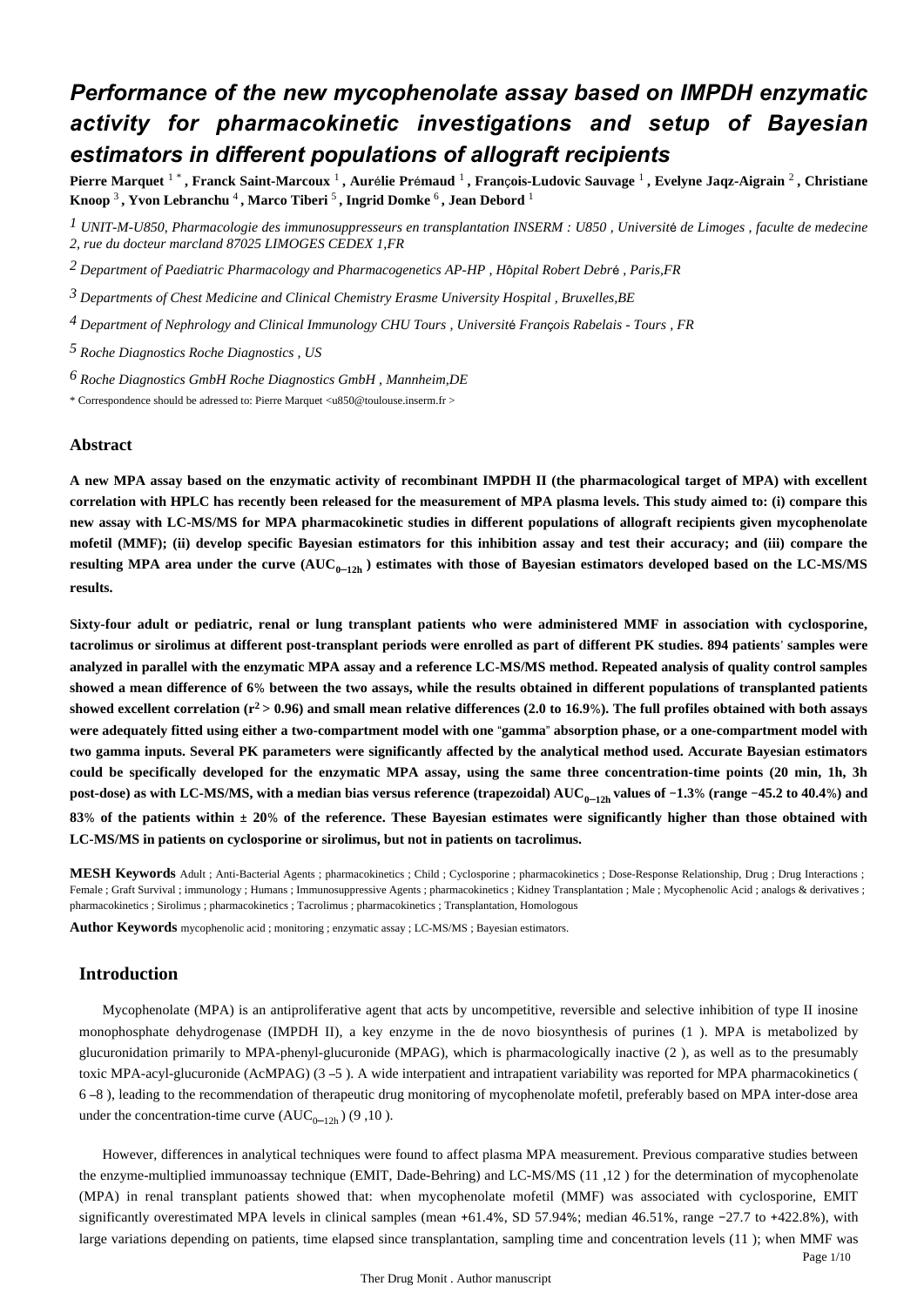# Performance of the new mycophenolate assay based on IMPDH enzymatic activity for pharmacokinetic investigations and setup of Bayesian estimators in different populations of allograft recipients

**Pierre Marquet** [1*], **Franck Saint-Marcoux** [1], **Aurélie Prémaud** [1], **François-Ludovic Sauvage** [1], **Evelyne Jacqz-Aigrain** [2], **Christiane Knoop** [3], **Yvon Lebranchu** [4], **Marco Tiberi** [5], **Ingrid Domke** [6], **Jean Debord** [1]

[1] *UNIT-M-U850, Pharmacologie des immunosuppresseurs en transplantation INSERM : U850 , Université de Limoges , faculte de medecine 2, rue du docteur marcland 87025 LIMOGES CEDEX 1,FR*

[2] *Department of Paediatric Pharmacology and Pharmacogenetics AP-HP , Hôpital Robert Debré , Paris,FR*

[3] *Departments of Chest Medicine and Clinical Chemistry Erasme University Hospital , Bruxelles,BE*

[4] *Department of Nephrology and Clinical Immunology CHU Tours , Université François Rabelais - Tours , FR*

[5] *Roche Diagnostics Roche Diagnostics , US*

[6] *Roche Diagnostics GmbH Roche Diagnostics GmbH , Mannheim,DE*

\* Correspondence should be adressed to: Pierre Marquet <u850@toulouse.inserm.fr >

## Abstract

**A new MPA assay based on the enzymatic activity of recombinant IMPDH II (the pharmacological target of MPA) with excellent correlation with HPLC has recently been released for the measurement of MPA plasma levels. This study aimed to: (i) compare this new assay with LC-MS/MS for MPA pharmacokinetic studies in different populations of allograft recipients given mycophenolate mofetil (MMF); (ii) develop specific Bayesian estimators for this inhibition assay and test their accuracy; and (iii) compare the resulting MPA area under the curve ($AUC_{0-12h}$) estimates with those of Bayesian estimators developed based on the LC-MS/MS results.**

**Sixty-four adult or pediatric, renal or lung transplant patients who were administered MMF in association with cyclosporine, tacrolimus or sirolimus at different post-transplant periods were enrolled as part of different PK studies. 894 patients' samples were analyzed in parallel with the enzymatic MPA assay and a reference LC-MS/MS method. Repeated analysis of quality control samples showed a mean difference of 6% between the two assays, while the results obtained in different populations of transplanted patients showed excellent correlation ($r^2 > 0.96$) and small mean relative differences (2.0 to 16.9%). The full profiles obtained with both assays were adequately fitted using either a two-compartment model with one "gamma" absorption phase, or a one-compartment model with two gamma inputs. Several PK parameters were significantly affected by the analytical method used. Accurate Bayesian estimators could be specifically developed for the enzymatic MPA assay, using the same three concentration-time points (20 min, 1h, 3h post-dose) as with LC-MS/MS, with a median bias versus reference (trapezoidal) $AUC_{0-12h}$ values of −1.3% (range −45.2 to 40.4%) and 83% of the patients within ± 20% of the reference. These Bayesian estimates were significantly higher than those obtained with LC-MS/MS in patients on cyclosporine or sirolimus, but not in patients on tacrolimus.**

**MESH Keywords** Adult ; Anti-Bacterial Agents ; pharmacokinetics ; Child ; Cyclosporine ; pharmacokinetics ; Dose-Response Relationship, Drug ; Drug Interactions ; Female ; Graft Survival ; immunology ; Humans ; Immunosuppressive Agents ; pharmacokinetics ; Kidney Transplantation ; Male ; Mycophenolic Acid ; analogs & derivatives ; pharmacokinetics ; Sirolimus ; pharmacokinetics ; Tacrolimus ; pharmacokinetics ; Transplantation, Homologous

**Author Keywords** mycophenolic acid ; monitoring ; enzymatic assay ; LC-MS/MS ; Bayesian estimators.

## Introduction

Mycophenolate (MPA) is an antiproliferative agent that acts by uncompetitive, reversible and selective inhibition of type II inosine monophosphate dehydrogenase (IMPDH II), a key enzyme in the de novo biosynthesis of purines (1 ). MPA is metabolized by glucuronidation primarily to MPA-phenyl-glucuronide (MPAG), which is pharmacologically inactive (2 ), as well as to the presumably toxic MPA-acyl-glucuronide (AcMPAG) (3 –5 ). A wide interpatient and intrapatient variability was reported for MPA pharmacokinetics ( 6 –8 ), leading to the recommendation of therapeutic drug monitoring of mycophenolate mofetil, preferably based on MPA inter-dose area under the concentration-time curve ($AUC_{0-12h}$) (9 ,10 ).

However, differences in analytical techniques were found to affect plasma MPA measurement. Previous comparative studies between the enzyme-multiplied immunoassay technique (EMIT, Dade-Behring) and LC-MS/MS (11 ,12 ) for the determination of mycophenolate (MPA) in renal transplant patients showed that: when mycophenolate mofetil (MMF) was associated with cyclosporine, EMIT significantly overestimated MPA levels in clinical samples (mean +61.4%, SD 57.94%; median 46.51%, range −27.7 to +422.8%), with large variations depending on patients, time elapsed since transplantation, sampling time and concentration levels (11 ); when MMF was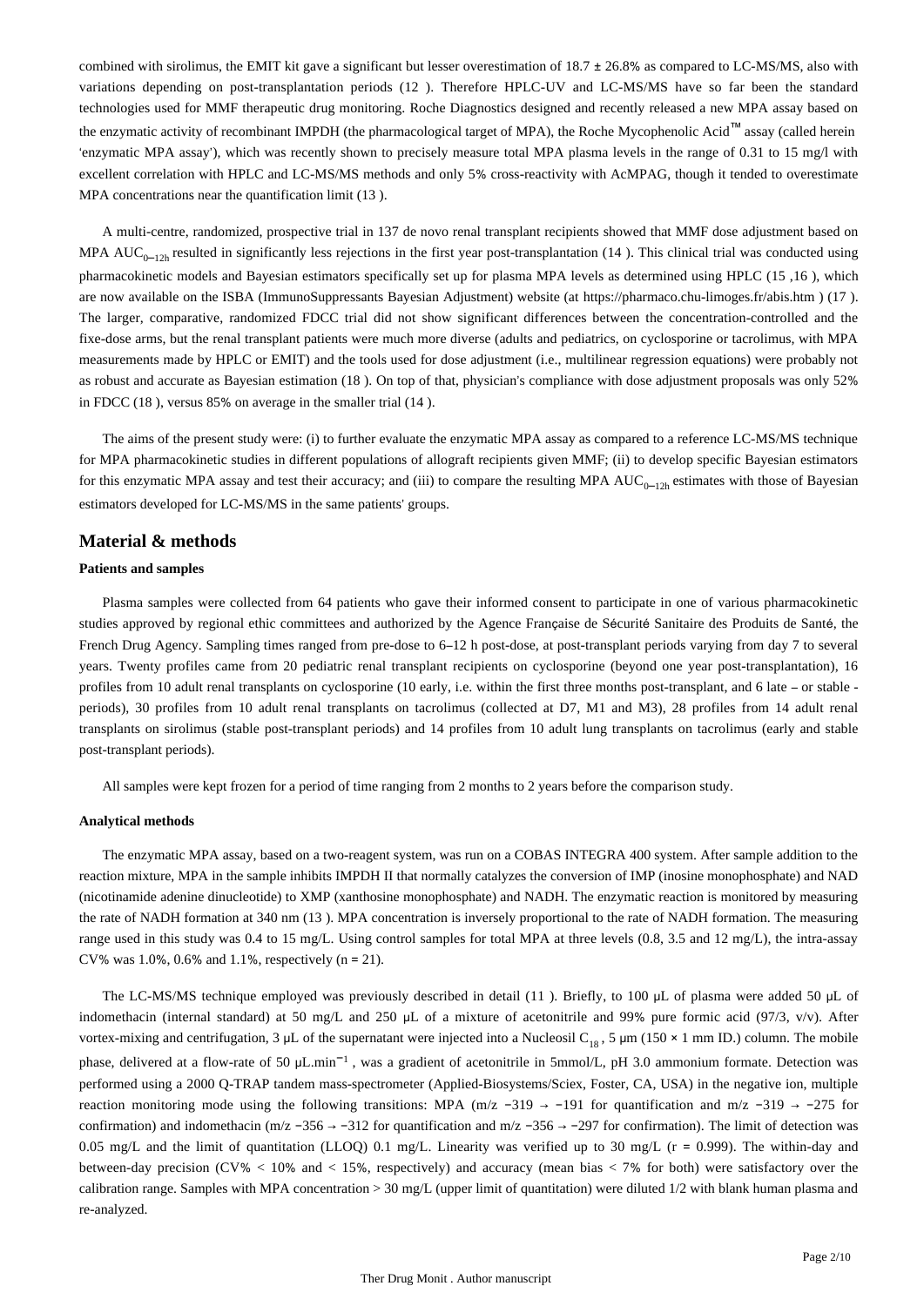combined with sirolimus, the EMIT kit gave a significant but lesser overestimation of 18.7 ± 26.8% as compared to LC-MS/MS, also with variations depending on post-transplantation periods (12 ). Therefore HPLC-UV and LC-MS/MS have so far been the standard technologies used for MMF therapeutic drug monitoring. Roche Diagnostics designed and recently released a new MPA assay based on the enzymatic activity of recombinant IMPDH (the pharmacological target of MPA), the Roche Mycophenolic Acid™ assay (called herein 'enzymatic MPA assay'), which was recently shown to precisely measure total MPA plasma levels in the range of 0.31 to 15 mg/l with excellent correlation with HPLC and LC-MS/MS methods and only 5% cross-reactivity with AcMPAG, though it tended to overestimate MPA concentrations near the quantification limit (13 ).

A multi-centre, randomized, prospective trial in 137 de novo renal transplant recipients showed that MMF dose adjustment based on MPA $AUC_{0-12h}$ resulted in significantly less rejections in the first year post-transplantation (14 ). This clinical trial was conducted using pharmacokinetic models and Bayesian estimators specifically set up for plasma MPA levels as determined using HPLC (15 ,16 ), which are now available on the ISBA (ImmunoSuppressants Bayesian Adjustment) website (at https://pharmaco.chu-limoges.fr/abis.htm ) (17 ). The larger, comparative, randomized FDCC trial did not show significant differences between the concentration-controlled and the fixe-dose arms, but the renal transplant patients were much more diverse (adults and pediatrics, on cyclosporine or tacrolimus, with MPA measurements made by HPLC or EMIT) and the tools used for dose adjustment (i.e., multilinear regression equations) were probably not as robust and accurate as Bayesian estimation (18 ). On top of that, physician's compliance with dose adjustment proposals was only 52% in FDCC (18 ), versus 85% on average in the smaller trial (14 ).

The aims of the present study were: (i) to further evaluate the enzymatic MPA assay as compared to a reference LC-MS/MS technique for MPA pharmacokinetic studies in different populations of allograft recipients given MMF; (ii) to develop specific Bayesian estimators for this enzymatic MPA assay and test their accuracy; and (iii) to compare the resulting MPA $AUC_{0-12h}$ estimates with those of Bayesian estimators developed for LC-MS/MS in the same patients' groups.

## Material & methods

#### Patients and samples

Plasma samples were collected from 64 patients who gave their informed consent to participate in one of various pharmacokinetic studies approved by regional ethic committees and authorized by the Agence Française de Sécurité Sanitaire des Produits de Santé, the French Drug Agency. Sampling times ranged from pre-dose to 6–12 h post-dose, at post-transplant periods varying from day 7 to several years. Twenty profiles came from 20 pediatric renal transplant recipients on cyclosporine (beyond one year post-transplantation), 16 profiles from 10 adult renal transplants on cyclosporine (10 early, i.e. within the first three months post-transplant, and 6 late – or stable - periods), 30 profiles from 10 adult renal transplants on tacrolimus (collected at D7, M1 and M3), 28 profiles from 14 adult renal transplants on sirolimus (stable post-transplant periods) and 14 profiles from 10 adult lung transplants on tacrolimus (early and stable post-transplant periods).

All samples were kept frozen for a period of time ranging from 2 months to 2 years before the comparison study.

#### Analytical methods

The enzymatic MPA assay, based on a two-reagent system, was run on a COBAS INTEGRA 400 system. After sample addition to the reaction mixture, MPA in the sample inhibits IMPDH II that normally catalyzes the conversion of IMP (inosine monophosphate) and NAD (nicotinamide adenine dinucleotide) to XMP (xanthosine monophosphate) and NADH. The enzymatic reaction is monitored by measuring the rate of NADH formation at 340 nm (13 ). MPA concentration is inversely proportional to the rate of NADH formation. The measuring range used in this study was 0.4 to 15 mg/L. Using control samples for total MPA at three levels (0.8, 3.5 and 12 mg/L), the intra-assay CV% was 1.0%, 0.6% and 1.1%, respectively (n = 21).

The LC-MS/MS technique employed was previously described in detail (11 ). Briefly, to 100 μL of plasma were added 50 μL of indomethacin (internal standard) at 50 mg/L and 250 μL of a mixture of acetonitrile and 99% pure formic acid (97/3, v/v). After vortex-mixing and centrifugation, 3 μL of the supernatant were injected into a Nucleosil $C_{18}$ , 5 μm (150 × 1 mm ID.) column. The mobile phase, delivered at a flow-rate of 50 $\mu L.min^{-1}$ , was a gradient of acetonitrile in 5mmol/L, pH 3.0 ammonium formate. Detection was performed using a 2000 Q-TRAP tandem mass-spectrometer (Applied-Biosystems/Sciex, Foster, CA, USA) in the negative ion, multiple reaction monitoring mode using the following transitions: MPA (m/z −319 → −191 for quantification and m/z −319 → −275 for confirmation) and indomethacin (m/z −356 → −312 for quantification and m/z −356 → −297 for confirmation). The limit of detection was 0.05 mg/L and the limit of quantitation (LLOQ) 0.1 mg/L. Linearity was verified up to 30 mg/L (r = 0.999). The within-day and between-day precision (CV% < 10% and < 15%, respectively) and accuracy (mean bias < 7% for both) were satisfactory over the calibration range. Samples with MPA concentration > 30 mg/L (upper limit of quantitation) were diluted 1/2 with blank human plasma and re-analyzed.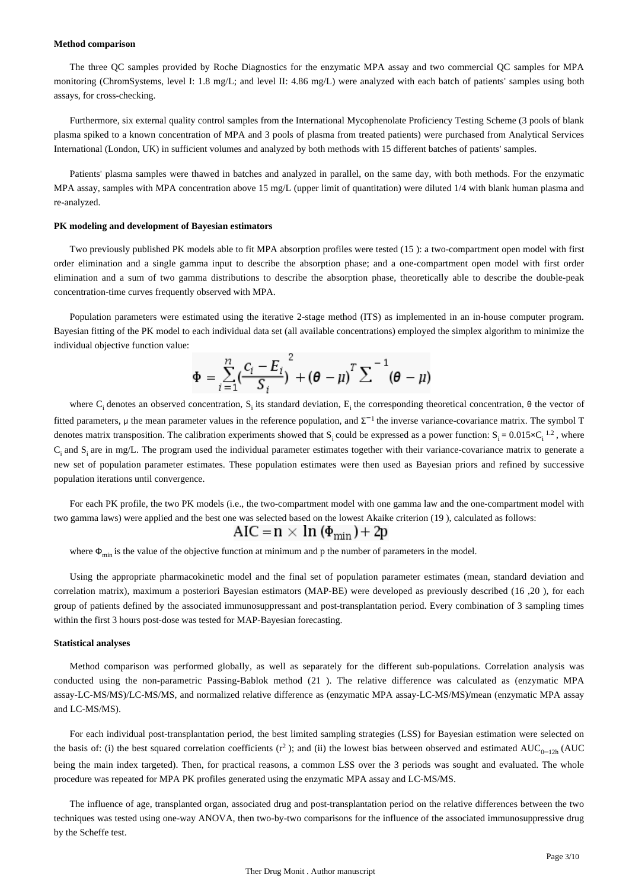#### Method comparison

The three QC samples provided by Roche Diagnostics for the enzymatic MPA assay and two commercial QC samples for MPA monitoring (ChromSystems, level I: 1.8 mg/L; and level II: 4.86 mg/L) were analyzed with each batch of patients' samples using both assays, for cross-checking.

Furthermore, six external quality control samples from the International Mycophenolate Proficiency Testing Scheme (3 pools of blank plasma spiked to a known concentration of MPA and 3 pools of plasma from treated patients) were purchased from Analytical Services International (London, UK) in sufficient volumes and analyzed by both methods with 15 different batches of patients' samples.

Patients' plasma samples were thawed in batches and analyzed in parallel, on the same day, with both methods. For the enzymatic MPA assay, samples with MPA concentration above 15 mg/L (upper limit of quantitation) were diluted 1/4 with blank human plasma and re-analyzed.

#### PK modeling and development of Bayesian estimators

Two previously published PK models able to fit MPA absorption profiles were tested (15 ): a two-compartment open model with first order elimination and a single gamma input to describe the absorption phase; and a one-compartment open model with first order elimination and a sum of two gamma distributions to describe the absorption phase, theoretically able to describe the double-peak concentration-time curves frequently observed with MPA.

Population parameters were estimated using the iterative 2-stage method (ITS) as implemented in an in-house computer program. Bayesian fitting of the PK model to each individual data set (all available concentrations) employed the simplex algorithm to minimize the individual objective function value:

$$\Phi = \sum_{i=1}^{n}\left(\frac{C_i - E_i}{S_i}\right)^2 + (\theta - \mu)^T \Sigma^{-1} (\theta - \mu)$$

where $C_i$ denotes an observed concentration, $S_i$ its standard deviation, $E_i$ the corresponding theoretical concentration, θ the vector of fitted parameters, μ the mean parameter values in the reference population, and $\Sigma^{-1}$ the inverse variance-covariance matrix. The symbol T denotes matrix transposition. The calibration experiments showed that $S_i$ could be expressed as a power function: $S_i = 0.015 \times C_i^{1.2}$, where $C_i$ and $S_i$ are in mg/L. The program used the individual parameter estimates together with their variance-covariance matrix to generate a new set of population parameter estimates. These population estimates were then used as Bayesian priors and refined by successive population iterations until convergence.

For each PK profile, the two PK models (i.e., the two-compartment model with one gamma law and the one-compartment model with two gamma laws) were applied and the best one was selected based on the lowest Akaike criterion (19 ), calculated as follows:

$$AIC = n \times \ln(\Phi_{min}) + 2p$$

where $\Phi_{min}$ is the value of the objective function at minimum and p the number of parameters in the model.

Using the appropriate pharmacokinetic model and the final set of population parameter estimates (mean, standard deviation and correlation matrix), maximum a posteriori Bayesian estimators (MAP-BE) were developed as previously described (16 ,20 ), for each group of patients defined by the associated immunosuppressant and post-transplantation period. Every combination of 3 sampling times within the first 3 hours post-dose was tested for MAP-Bayesian forecasting.

#### Statistical analyses

Method comparison was performed globally, as well as separately for the different sub-populations. Correlation analysis was conducted using the non-parametric Passing-Bablok method (21 ). The relative difference was calculated as (enzymatic MPA assay-LC-MS/MS)/LC-MS/MS, and normalized relative difference as (enzymatic MPA assay-LC-MS/MS)/mean (enzymatic MPA assay and LC-MS/MS).

For each individual post-transplantation period, the best limited sampling strategies (LSS) for Bayesian estimation were selected on the basis of: (i) the best squared correlation coefficients ($r^2$ ); and (ii) the lowest bias between observed and estimated $AUC_{0-12h}$ (AUC being the main index targeted). Then, for practical reasons, a common LSS over the 3 periods was sought and evaluated. The whole procedure was repeated for MPA PK profiles generated using the enzymatic MPA assay and LC-MS/MS.

The influence of age, transplanted organ, associated drug and post-transplantation period on the relative differences between the two techniques was tested using one-way ANOVA, then two-by-two comparisons for the influence of the associated immunosuppressive drug by the Scheffe test.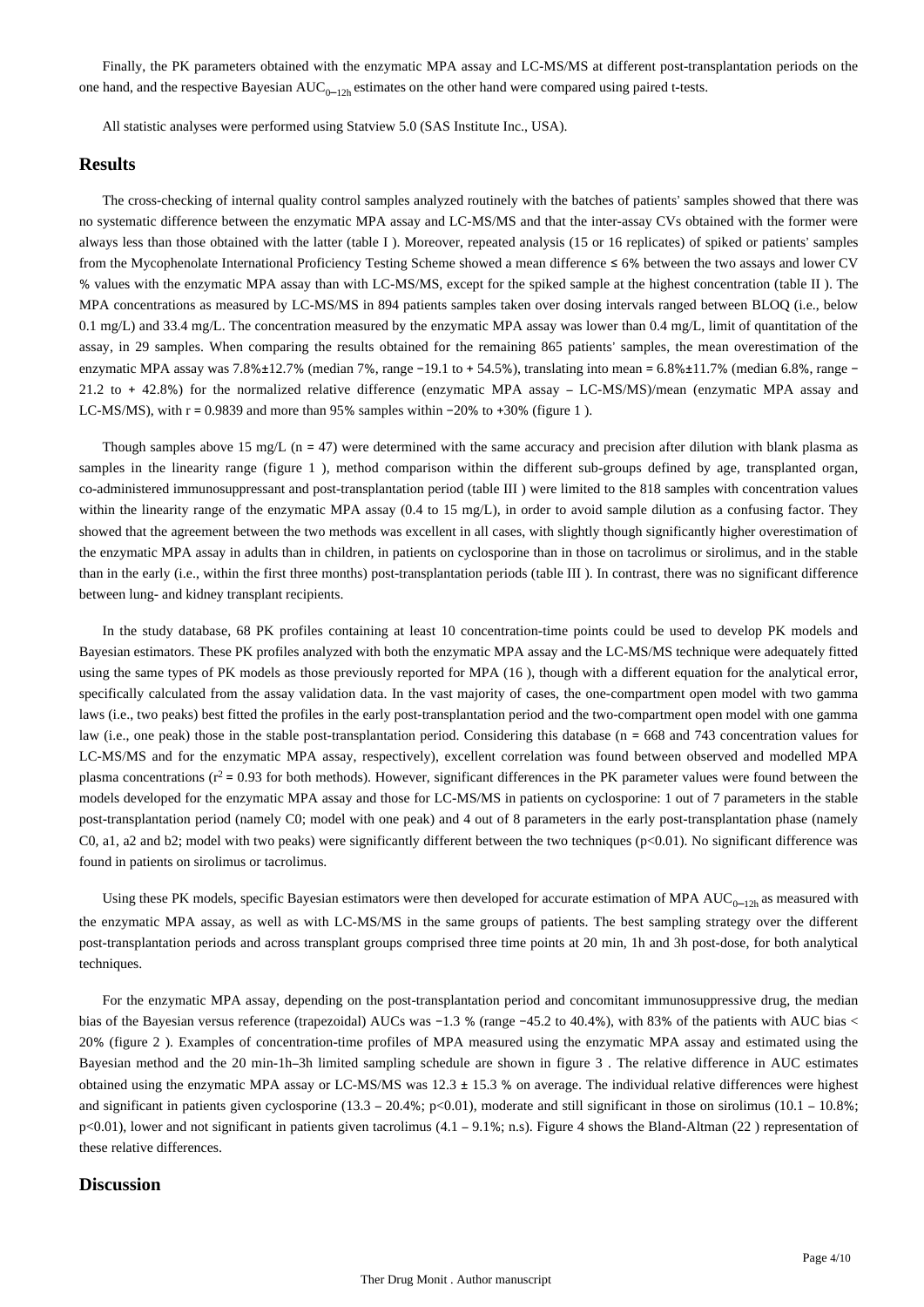Finally, the PK parameters obtained with the enzymatic MPA assay and LC-MS/MS at different post-transplantation periods on the one hand, and the respective Bayesian $AUC_{0-12h}$ estimates on the other hand were compared using paired t-tests.

All statistic analyses were performed using Statview 5.0 (SAS Institute Inc., USA).

## Results

The cross-checking of internal quality control samples analyzed routinely with the batches of patients' samples showed that there was no systematic difference between the enzymatic MPA assay and LC-MS/MS and that the inter-assay CVs obtained with the former were always less than those obtained with the latter (table I ). Moreover, repeated analysis (15 or 16 replicates) of spiked or patients' samples from the Mycophenolate International Proficiency Testing Scheme showed a mean difference ≤ 6% between the two assays and lower CV % values with the enzymatic MPA assay than with LC-MS/MS, except for the spiked sample at the highest concentration (table II ). The MPA concentrations as measured by LC-MS/MS in 894 patients samples taken over dosing intervals ranged between BLOQ (i.e., below 0.1 mg/L) and 33.4 mg/L. The concentration measured by the enzymatic MPA assay was lower than 0.4 mg/L, limit of quantitation of the assay, in 29 samples. When comparing the results obtained for the remaining 865 patients' samples, the mean overestimation of the enzymatic MPA assay was 7.8%±12.7% (median 7%, range −19.1 to + 54.5%), translating into mean = 6.8%±11.7% (median 6.8%, range −21.2 to + 42.8%) for the normalized relative difference (enzymatic MPA assay – LC-MS/MS)/mean (enzymatic MPA assay and LC-MS/MS), with r = 0.9839 and more than 95% samples within −20% to +30% (figure 1 ).

Though samples above 15 mg/L (n = 47) were determined with the same accuracy and precision after dilution with blank plasma as samples in the linearity range (figure 1 ), method comparison within the different sub-groups defined by age, transplanted organ, co-administered immunosuppressant and post-transplantation period (table III ) were limited to the 818 samples with concentration values within the linearity range of the enzymatic MPA assay (0.4 to 15 mg/L), in order to avoid sample dilution as a confusing factor. They showed that the agreement between the two methods was excellent in all cases, with slightly though significantly higher overestimation of the enzymatic MPA assay in adults than in children, in patients on cyclosporine than in those on tacrolimus or sirolimus, and in the stable than in the early (i.e., within the first three months) post-transplantation periods (table III ). In contrast, there was no significant difference between lung- and kidney transplant recipients.

In the study database, 68 PK profiles containing at least 10 concentration-time points could be used to develop PK models and Bayesian estimators. These PK profiles analyzed with both the enzymatic MPA assay and the LC-MS/MS technique were adequately fitted using the same types of PK models as those previously reported for MPA (16 ), though with a different equation for the analytical error, specifically calculated from the assay validation data. In the vast majority of cases, the one-compartment open model with two gamma laws (i.e., two peaks) best fitted the profiles in the early post-transplantation period and the two-compartment open model with one gamma law (i.e., one peak) those in the stable post-transplantation period. Considering this database (n = 668 and 743 concentration values for LC-MS/MS and for the enzymatic MPA assay, respectively), excellent correlation was found between observed and modelled MPA plasma concentrations ($r^2$ = 0.93 for both methods). However, significant differences in the PK parameter values were found between the models developed for the enzymatic MPA assay and those for LC-MS/MS in patients on cyclosporine: 1 out of 7 parameters in the stable post-transplantation period (namely C0; model with one peak) and 4 out of 8 parameters in the early post-transplantation phase (namely C0, a1, a2 and b2; model with two peaks) were significantly different between the two techniques ($p<0.01$). No significant difference was found in patients on sirolimus or tacrolimus.

Using these PK models, specific Bayesian estimators were then developed for accurate estimation of MPA $AUC_{0-12h}$ as measured with the enzymatic MPA assay, as well as with LC-MS/MS in the same groups of patients. The best sampling strategy over the different post-transplantation periods and across transplant groups comprised three time points at 20 min, 1h and 3h post-dose, for both analytical techniques.

For the enzymatic MPA assay, depending on the post-transplantation period and concomitant immunosuppressive drug, the median bias of the Bayesian versus reference (trapezoidal) AUCs was −1.3 % (range −45.2 to 40.4%), with 83% of the patients with AUC bias < 20% (figure 2 ). Examples of concentration-time profiles of MPA measured using the enzymatic MPA assay and estimated using the Bayesian method and the 20 min-1h–3h limited sampling schedule are shown in figure 3 . The relative difference in AUC estimates obtained using the enzymatic MPA assay or LC-MS/MS was 12.3 ± 15.3 % on average. The individual relative differences were highest and significant in patients given cyclosporine (13.3 – 20.4%; $p<0.01$), moderate and still significant in those on sirolimus (10.1 – 10.8%; $p<0.01$), lower and not significant in patients given tacrolimus (4.1 – 9.1%; n.s). Figure 4 shows the Bland-Altman (22 ) representation of these relative differences.

## Discussion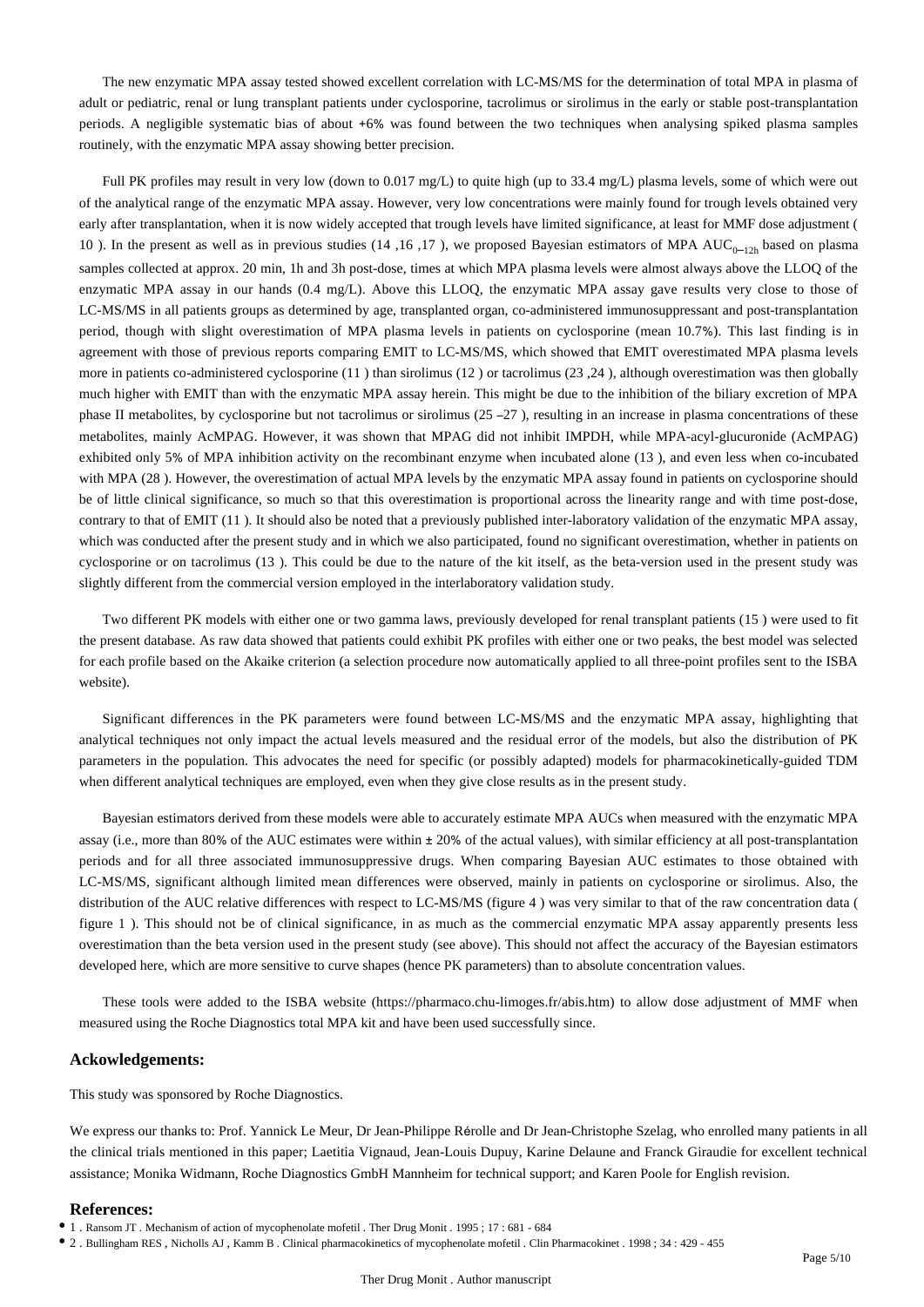The new enzymatic MPA assay tested showed excellent correlation with LC-MS/MS for the determination of total MPA in plasma of adult or pediatric, renal or lung transplant patients under cyclosporine, tacrolimus or sirolimus in the early or stable post-transplantation periods. A negligible systematic bias of about +6% was found between the two techniques when analysing spiked plasma samples routinely, with the enzymatic MPA assay showing better precision.

Full PK profiles may result in very low (down to 0.017 mg/L) to quite high (up to 33.4 mg/L) plasma levels, some of which were out of the analytical range of the enzymatic MPA assay. However, very low concentrations were mainly found for trough levels obtained very early after transplantation, when it is now widely accepted that trough levels have limited significance, at least for MMF dose adjustment (10 ). In the present as well as in previous studies (14 ,16 ,17 ), we proposed Bayesian estimators of MPA $AUC_{0-12h}$ based on plasma samples collected at approx. 20 min, 1h and 3h post-dose, times at which MPA plasma levels were almost always above the LLOQ of the enzymatic MPA assay in our hands (0.4 mg/L). Above this LLOQ, the enzymatic MPA assay gave results very close to those of LC-MS/MS in all patients groups as determined by age, transplanted organ, co-administered immunosuppressant and post-transplantation period, though with slight overestimation of MPA plasma levels in patients on cyclosporine (mean 10.7%). This last finding is in agreement with those of previous reports comparing EMIT to LC-MS/MS, which showed that EMIT overestimated MPA plasma levels more in patients co-administered cyclosporine (11 ) than sirolimus (12 ) or tacrolimus (23 ,24 ), although overestimation was then globally much higher with EMIT than with the enzymatic MPA assay herein. This might be due to the inhibition of the biliary excretion of MPA phase II metabolites, by cyclosporine but not tacrolimus or sirolimus (25 –27 ), resulting in an increase in plasma concentrations of these metabolites, mainly AcMPAG. However, it was shown that MPAG did not inhibit IMPDH, while MPA-acyl-glucuronide (AcMPAG) exhibited only 5% of MPA inhibition activity on the recombinant enzyme when incubated alone (13 ), and even less when co-incubated with MPA (28 ). However, the overestimation of actual MPA levels by the enzymatic MPA assay found in patients on cyclosporine should be of little clinical significance, so much so that this overestimation is proportional across the linearity range and with time post-dose, contrary to that of EMIT (11 ). It should also be noted that a previously published inter-laboratory validation of the enzymatic MPA assay, which was conducted after the present study and in which we also participated, found no significant overestimation, whether in patients on cyclosporine or on tacrolimus (13 ). This could be due to the nature of the kit itself, as the beta-version used in the present study was slightly different from the commercial version employed in the interlaboratory validation study.

Two different PK models with either one or two gamma laws, previously developed for renal transplant patients (15 ) were used to fit the present database. As raw data showed that patients could exhibit PK profiles with either one or two peaks, the best model was selected for each profile based on the Akaike criterion (a selection procedure now automatically applied to all three-point profiles sent to the ISBA website).

Significant differences in the PK parameters were found between LC-MS/MS and the enzymatic MPA assay, highlighting that analytical techniques not only impact the actual levels measured and the residual error of the models, but also the distribution of PK parameters in the population. This advocates the need for specific (or possibly adapted) models for pharmacokinetically-guided TDM when different analytical techniques are employed, even when they give close results as in the present study.

Bayesian estimators derived from these models were able to accurately estimate MPA AUCs when measured with the enzymatic MPA assay (i.e., more than 80% of the AUC estimates were within ± 20% of the actual values), with similar efficiency at all post-transplantation periods and for all three associated immunosuppressive drugs. When comparing Bayesian AUC estimates to those obtained with LC-MS/MS, significant although limited mean differences were observed, mainly in patients on cyclosporine or sirolimus. Also, the distribution of the AUC relative differences with respect to LC-MS/MS (figure 4 ) was very similar to that of the raw concentration data (figure 1 ). This should not be of clinical significance, in as much as the commercial enzymatic MPA assay apparently presents less overestimation than the beta version used in the present study (see above). This should not affect the accuracy of the Bayesian estimators developed here, which are more sensitive to curve shapes (hence PK parameters) than to absolute concentration values.

These tools were added to the ISBA website (https://pharmaco.chu-limoges.fr/abis.htm) to allow dose adjustment of MMF when measured using the Roche Diagnostics total MPA kit and have been used successfully since.

## Ackowledgements:

This study was sponsored by Roche Diagnostics.

We express our thanks to: Prof. Yannick Le Meur, Dr Jean-Philippe Rérolle and Dr Jean-Christophe Szelag, who enrolled many patients in all the clinical trials mentioned in this paper; Laetitia Vignaud, Jean-Louis Dupuy, Karine Delaune and Franck Giraudie for excellent technical assistance; Monika Widmann, Roche Diagnostics GmbH Mannheim for technical support; and Karen Poole for English revision.

## References:

- 1 . Ransom JT . Mechanism of action of mycophenolate mofetil . Ther Drug Monit . 1995 ; 17 : 681 - 684
- 2 . Bullingham RES , Nicholls AJ , Kamm B . Clinical pharmacokinetics of mycophenolate mofetil . Clin Pharmacokinet . 1998 ; 34 : 429 - 455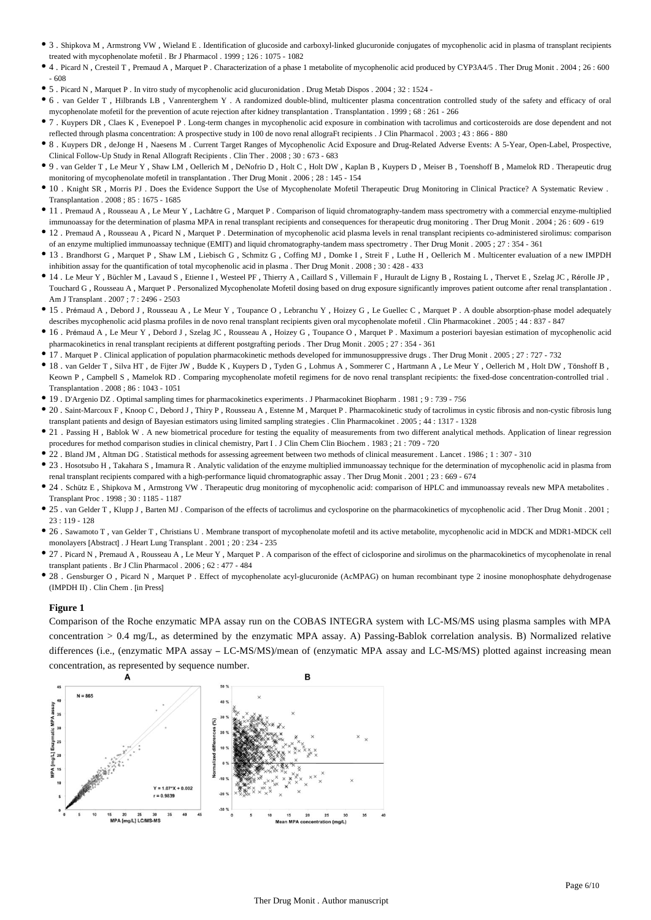- 3 . Shipkova M , Armstrong VW , Wieland E . Identification of glucoside and carboxyl-linked glucuronide conjugates of mycophenolic acid in plasma of transplant recipients treated with mycophenolate mofetil . Br J Pharmacol . 1999 ; 126 : 1075 - 1082
- 4 . Picard N , Cresteil T , Premaud A , Marquet P . Characterization of a phase 1 metabolite of mycophenolic acid produced by CYP3A4/5 . Ther Drug Monit . 2004 ; 26 : 600 - 608
- 5 . Picard N , Marquet P . In vitro study of mycophenolic acid glucuronidation . Drug Metab Dispos . 2004 ; 32 : 1524 -
- 6 . van Gelder T , Hilbrands LB , Vanrenterghem Y . A randomized double-blind, multicenter plasma concentration controlled study of the safety and efficacy of oral mycophenolate mofetil for the prevention of acute rejection after kidney transplantation . Transplantation . 1999 ; 68 : 261 - 266
- 7 . Kuypers DR , Claes K , Evenepoel P . Long-term changes in mycophenolic acid exposure in combination with tacrolimus and corticosteroids are dose dependent and not reflected through plasma concentration: A prospective study in 100 de novo renal allograFt recipients . J Clin Pharmacol . 2003 ; 43 : 866 - 880
- 8 . Kuypers DR , deJonge H , Naesens M . Current Target Ranges of Mycophenolic Acid Exposure and Drug-Related Adverse Events: A 5-Year, Open-Label, Prospective, Clinical Follow-Up Study in Renal Allograft Recipients . Clin Ther . 2008 ; 30 : 673 - 683
- 9 . van Gelder T , Le Meur Y , Shaw LM , Oellerich M , DeNofrio D , Holt C , Holt DW , Kaplan B , Kuypers D , Meiser B , Toenshoff B , Mamelok RD . Therapeutic drug monitoring of mycophenolate mofetil in transplantation . Ther Drug Monit . 2006 ; 28 : 145 - 154
- 10 . Knight SR , Morris PJ . Does the Evidence Support the Use of Mycophenolate Mofetil Therapeutic Drug Monitoring in Clinical Practice? A Systematic Review . Transplantation . 2008 ; 85 : 1675 - 1685
- 11 . Premaud A , Rousseau A , Le Meur Y , Lachâtre G , Marquet P . Comparison of liquid chromatography-tandem mass spectrometry with a commercial enzyme-multiplied immunoassay for the determination of plasma MPA in renal transplant recipients and consequences for therapeutic drug monitoring . Ther Drug Monit . 2004 ; 26 : 609 - 619
- 12 . Premaud A , Rousseau A , Picard N , Marquet P . Determination of mycophenolic acid plasma levels in renal transplant recipients co-administered sirolimus: comparison of an enzyme multiplied immunoassay technique (EMIT) and liquid chromatography-tandem mass spectrometry . Ther Drug Monit . 2005 ; 27 : 354 - 361
- 13 . Brandhorst G , Marquet P , Shaw LM , Liebisch G , Schmitz G , Coffing MJ , Domke I , Streit F , Luthe H , Oellerich M . Multicenter evaluation of a new IMPDH inhibition assay for the quantification of total mycophenolic acid in plasma . Ther Drug Monit . 2008 ; 30 : 428 - 433
- 14 . Le Meur Y , Büchler M , Lavaud S , Etienne I , Westeel PF , Thierry A , Caillard S , Villemain F , Hurault de Ligny B , Rostaing L , Thervet E , Szelag JC , Rérolle JP , Touchard G , Rousseau A , Marquet P . Personalized Mycophenolate Mofetil dosing based on drug exposure significantly improves patient outcome after renal transplantation . Am J Transplant . 2007 ; 7 : 2496 - 2503
- 15 . Prémaud A , Debord J , Rousseau A , Le Meur Y , Toupance O , Lebranchu Y , Hoizey G , Le Guellec C , Marquet P . A double absorption-phase model adequately describes mycophenolic acid plasma profiles in de novo renal transplant recipients given oral mycophenolate mofetil . Clin Pharmacokinet . 2005 ; 44 : 837 - 847
- 16 . Prémaud A , Le Meur Y , Debord J , Szelag JC , Rousseau A , Hoizey G , Toupance O , Marquet P . Maximum a posteriori bayesian estimation of mycophenolic acid pharmacokinetics in renal transplant recipients at different postgrafting periods . Ther Drug Monit . 2005 ; 27 : 354 - 361
- 17 . Marquet P . Clinical application of population pharmacokinetic methods developed for immunosuppressive drugs . Ther Drug Monit . 2005 ; 27 : 727 - 732
- 18 . van Gelder T , Silva HT , de Fijter JW , Budde K , Kuypers D , Tyden G , Lohmus A , Sommerer C , Hartmann A , Le Meur Y , Oellerich M , Holt DW , Tönshoff B , Keown P , Campbell S , Mamelok RD . Comparing mycophenolate mofetil regimens for de novo renal transplant recipients: the fixed-dose concentration-controlled trial . Transplantation . 2008 ; 86 : 1043 - 1051
- 19 . D'Argenio DZ . Optimal sampling times for pharmacokinetics experiments . J Pharmacokinet Biopharm . 1981 ; 9 : 739 - 756
- 20 . Saint-Marcoux F , Knoop C , Debord J , Thiry P , Rousseau A , Estenne M , Marquet P . Pharmacokinetic study of tacrolimus in cystic fibrosis and non-cystic fibrosis lung transplant patients and design of Bayesian estimators using limited sampling strategies . Clin Pharmacokinet . 2005 ; 44 : 1317 - 1328
- 21 . Passing H , Bablok W . A new biometrical procedure for testing the equality of measurements from two different analytical methods. Application of linear regression procedures for method comparison studies in clinical chemistry, Part I . J Clin Chem Clin Biochem . 1983 ; 21 : 709 - 720
- 22 . Bland JM , Altman DG . Statistical methods for assessing agreement between two methods of clinical measurement . Lancet . 1986 ; 1 : 307 - 310
- 23 . Hosotsubo H , Takahara S , Imamura R . Analytic validation of the enzyme multiplied immunoassay technique for the determination of mycophenolic acid in plasma from renal transplant recipients compared with a high-performance liquid chromatographic assay . Ther Drug Monit . 2001 ; 23 : 669 - 674
- 24 . Schütz E , Shipkova M , Armstrong VW . Therapeutic drug monitoring of mycophenolic acid: comparison of HPLC and immunoassay reveals new MPA metabolites . Transplant Proc . 1998 ; 30 : 1185 - 1187
- 25 . van Gelder T , Klupp J , Barten MJ . Comparison of the effects of tacrolimus and cyclosporine on the pharmacokinetics of mycophenolic acid . Ther Drug Monit . 2001 ; 23 : 119 - 128
- 26 . Sawamoto T , van Gelder T , Christians U . Membrane transport of mycophenolate mofetil and its active metabolite, mycophenolic acid in MDCK and MDR1-MDCK cell monolayers [Abstract] . J Heart Lung Transplant . 2001 ; 20 : 234 - 235
- 27 . Picard N , Premaud A , Rousseau A , Le Meur Y , Marquet P . A comparison of the effect of ciclosporine and sirolimus on the pharmacokinetics of mycophenolate in renal transplant patients . Br J Clin Pharmacol . 2006 ; 62 : 477 - 484
- 28 . Gensburger O , Picard N , Marquet P . Effect of mycophenolate acyl-glucuronide (AcMPAG) on human recombinant type 2 inosine monophosphate dehydrogenase (IMPDH II) . Clin Chem . [in Press]

**Figure 1**

Comparison of the Roche enzymatic MPA assay run on the COBAS INTEGRA system with LC-MS/MS using plasma samples with MPA concentration > 0.4 mg/L, as determined by the enzymatic MPA assay. A) Passing-Bablok correlation analysis. B) Normalized relative differences (i.e., (enzymatic MPA assay – LC-MS/MS)/mean of (enzymatic MPA assay and LC-MS/MS) plotted against increasing mean concentration, as represented by sequence number.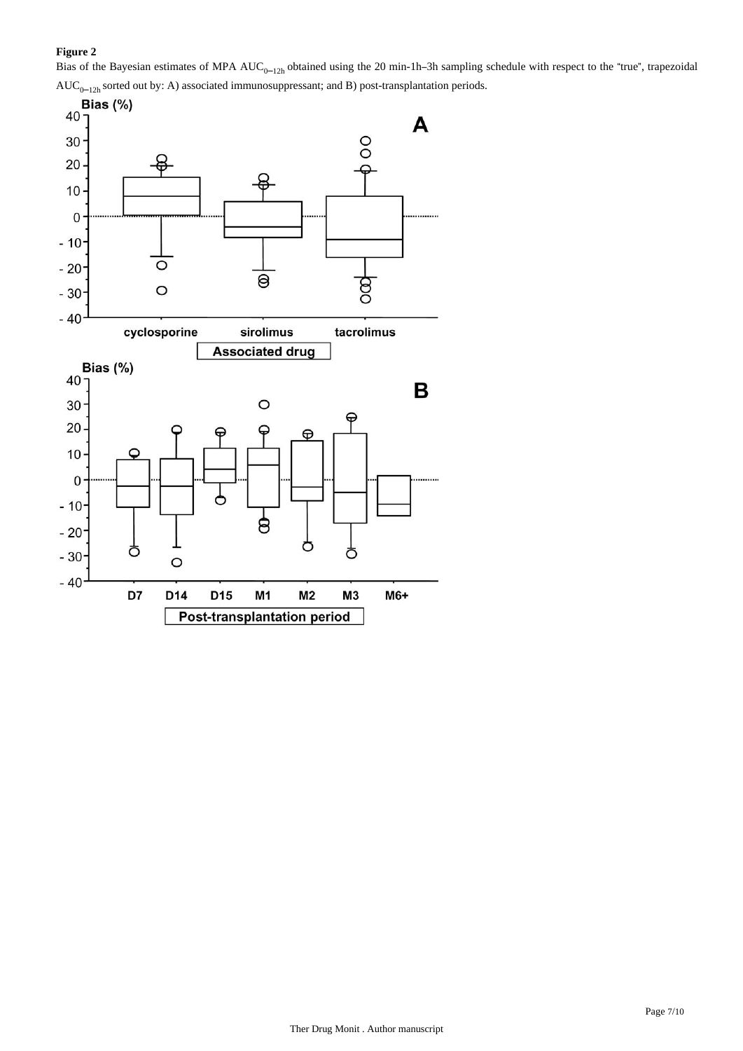**Figure 2**

Bias of the Bayesian estimates of MPA $AUC_{0-12h}$ obtained using the 20 min-1h–3h sampling schedule with respect to the "true", trapezoidal $AUC_{0-12h}$ sorted out by: A) associated immunosuppressant; and B) post-transplantation periods.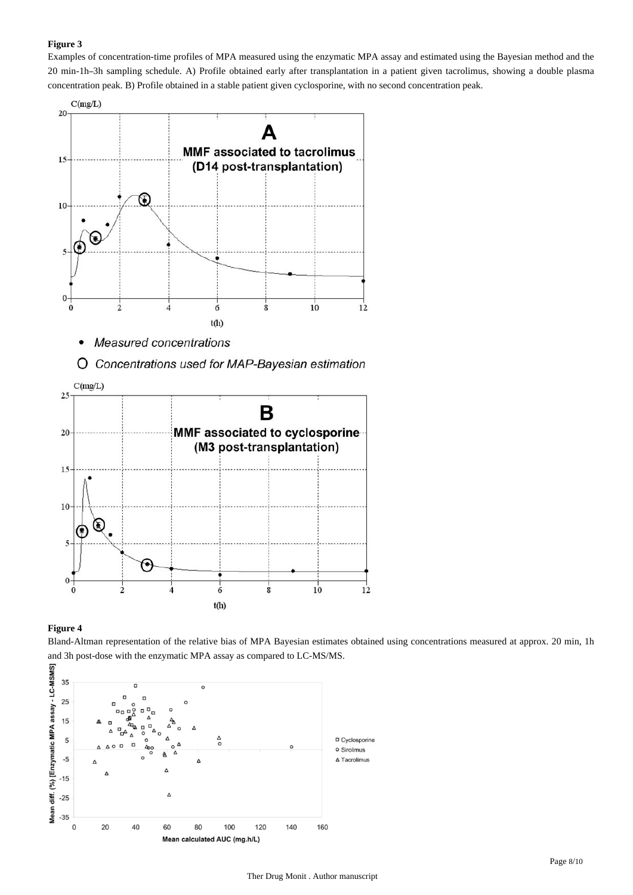**Figure 3**

Examples of concentration-time profiles of MPA measured using the enzymatic MPA assay and estimated using the Bayesian method and the 20 min-1h–3h sampling schedule. A) Profile obtained early after transplantation in a patient given tacrolimus, showing a double plasma concentration peak. B) Profile obtained in a stable patient given cyclosporine, with no second concentration peak.

**Figure 4**

Bland-Altman representation of the relative bias of MPA Bayesian estimates obtained using concentrations measured at approx. 20 min, 1h and 3h post-dose with the enzymatic MPA assay as compared to LC-MS/MS.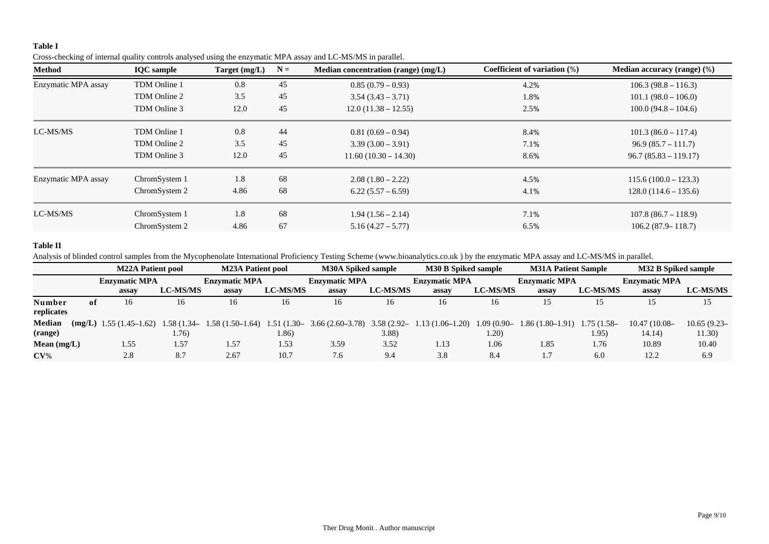**Table I**

Cross-checking of internal quality controls analysed using the enzymatic MPA assay and LC-MS/MS in parallel.

| Method | IQC sample | Target (mg/L) | N = | Median concentration (range) (mg/L) | Coefficient of variation (%) | Median accuracy (range) (%) |
|---|---|---|---|---|---|---|
| Enzymatic MPA assay | TDM Online 1 | 0.8 | 45 | 0.85 (0.79 – 0.93) | 4.2% | 106.3 (98.8 – 116.3) |
| | TDM Online 2 | 3.5 | 45 | 3.54 (3.43 – 3.71) | 1.8% | 101.1 (98.0 – 106.0) |
| | TDM Online 3 | 12.0 | 45 | 12.0 (11.38 – 12.55) | 2.5% | 100.0 (94.8 – 104.6) |
| LC-MS/MS | TDM Online 1 | 0.8 | 44 | 0.81 (0.69 – 0.94) | 8.4% | 101.3 (86.0 – 117.4) |
| | TDM Online 2 | 3.5 | 45 | 3.39 (3.00 – 3.91) | 7.1% | 96.9 (85.7 – 111.7) |
| | TDM Online 3 | 12.0 | 45 | 11.60 (10.30 – 14.30) | 8.6% | 96.7 (85.83 – 119.17) |
| Enzymatic MPA assay | ChromSystem 1 | 1.8 | 68 | 2.08 (1.80 – 2.22) | 4.5% | 115.6 (100.0 – 123.3) |
| | ChromSystem 2 | 4.86 | 68 | 6.22 (5.57 – 6.59) | 4.1% | 128.0 (114.6 – 135.6) |
| LC-MS/MS | ChromSystem 1 | 1.8 | 68 | 1.94 (1.56 – 2.14) | 7.1% | 107.8 (86.7 – 118.9) |
| | ChromSystem 2 | 4.86 | 67 | 5.16 (4.27 – 5.77) | 6.5% | 106.2 (87.9– 118.7) |

**Table II**

Analysis of blinded control samples from the Mycophenolate International Proficiency Testing Scheme (www.bioanalytics.co.uk ) by the enzymatic MPA assay and LC-MS/MS in parallel.

| | M22A Patient pool | | M23A Patient pool | | M30A Spiked sample | | M30 B Spiked sample | | M31A Patient Sample | | M32 B Spiked sample | |
|---|---|---|---|---|---|---|---|---|---|---|---|---|
| | Enzymatic MPA assay | LC-MS/MS | Enzymatic MPA assay | LC-MS/MS | Enzymatic MPA assay | LC-MS/MS | Enzymatic MPA assay | LC-MS/MS | Enzymatic MPA assay | LC-MS/MS | Enzymatic MPA assay | LC-MS/MS |
| **Number of replicates** | 16 | 16 | 16 | 16 | 16 | 16 | 16 | 16 | 15 | 15 | 15 | 15 |
| **Median (mg/L) (range)** | 1.55 (1.45–1.62) | 1.58 (1.34–1.76) | 1.58 (1.50–1.64) | 1.51 (1.30–1.86) | 3.66 (2.60–3.78) | 3.58 (2.92–3.88) | 1.13 (1.06–1.20) | 1.09 (0.90–1.20) | 1.86 (1.80–1.91) | 1.75 (1.58–1.95) | 10.47 (10.08–14.14) | 10.65 (9.23–11.30) |
| **Mean (mg/L)** | 1.55 | 1.57 | 1.57 | 1.53 | 3.59 | 3.52 | 1.13 | 1.06 | 1.85 | 1.76 | 10.89 | 10.40 |
| **CV%** | 2.8 | 8.7 | 2.67 | 10.7 | 7.6 | 9.4 | 3.8 | 8.4 | 1.7 | 6.0 | 12.2 | 6.9 |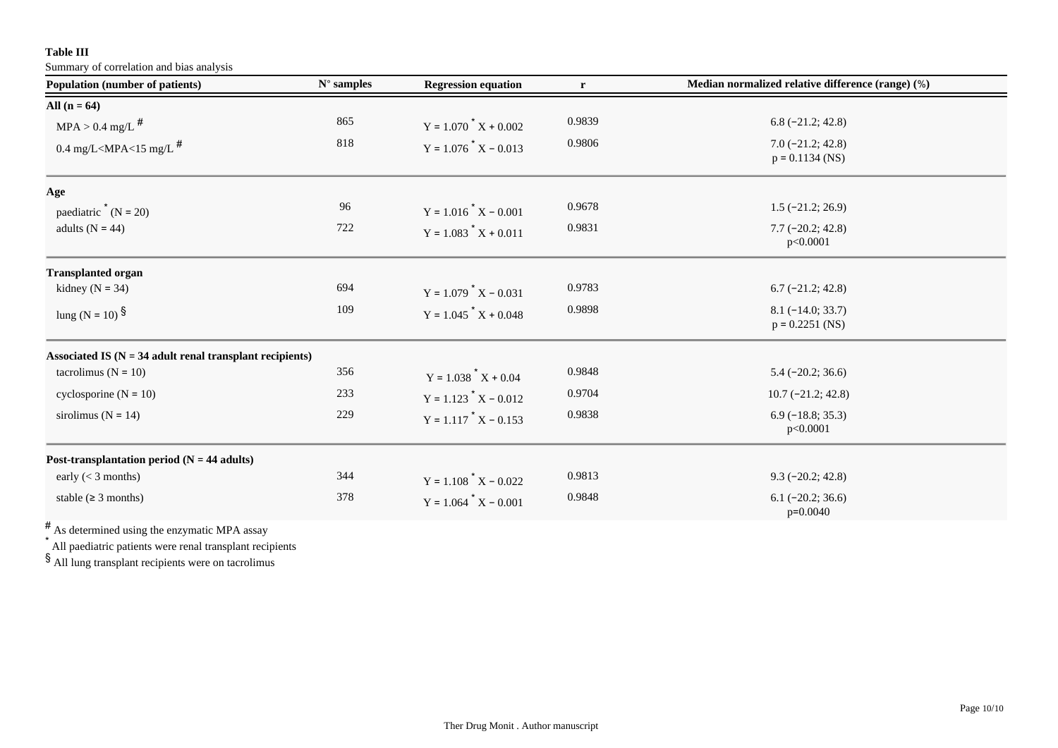**Table III**

Summary of correlation and bias analysis

| Population (number of patients) | N° samples | Regression equation | r | Median normalized relative difference (range) (%) |
|---|---|---|---|---|
| **All (n = 64)** | | | | |
| MPA > 0.4 mg/L [#] | 865 | Y = 1.070 * X + 0.002 | 0.9839 | 6.8 (−21.2; 42.8) |
| 0.4 mg/L<MPA<15 mg/L [#] | 818 | Y = 1.076 * X − 0.013 | 0.9806 | 7.0 (−21.2; 42.8) p = 0.1134 (NS) |
| **Age** | | | | |
| paediatric [*] (N = 20) | 96 | Y = 1.016 * X − 0.001 | 0.9678 | 1.5 (−21.2; 26.9) |
| adults (N = 44) | 722 | Y = 1.083 * X + 0.011 | 0.9831 | 7.7 (−20.2; 42.8) p<0.0001 |
| **Transplanted organ** | | | | |
| kidney (N = 34) | 694 | Y = 1.079 * X − 0.031 | 0.9783 | 6.7 (−21.2; 42.8) |
| lung (N = 10) [§] | 109 | Y = 1.045 * X + 0.048 | 0.9898 | 8.1 (−14.0; 33.7) p = 0.2251 (NS) |
| **Associated IS (N = 34 adult renal transplant recipients)** | | | | |
| tacrolimus (N = 10) | 356 | Y = 1.038 * X + 0.04 | 0.9848 | 5.4 (−20.2; 36.6) |
| cyclosporine (N = 10) | 233 | Y = 1.123 * X − 0.012 | 0.9704 | 10.7 (−21.2; 42.8) |
| sirolimus (N = 14) | 229 | Y = 1.117 * X − 0.153 | 0.9838 | 6.9 (−18.8; 35.3) p<0.0001 |
| **Post-transplantation period (N = 44 adults)** | | | | |
| early (< 3 months) | 344 | Y = 1.108 * X − 0.022 | 0.9813 | 9.3 (−20.2; 42.8) |
| stable (≥ 3 months) | 378 | Y = 1.064 * X − 0.001 | 0.9848 | 6.1 (−20.2; 36.6) p=0.0040 |

[#] As determined using the enzymatic MPA assay

[*] All paediatric patients were renal transplant recipients

[§] All lung transplant recipients were on tacrolimus